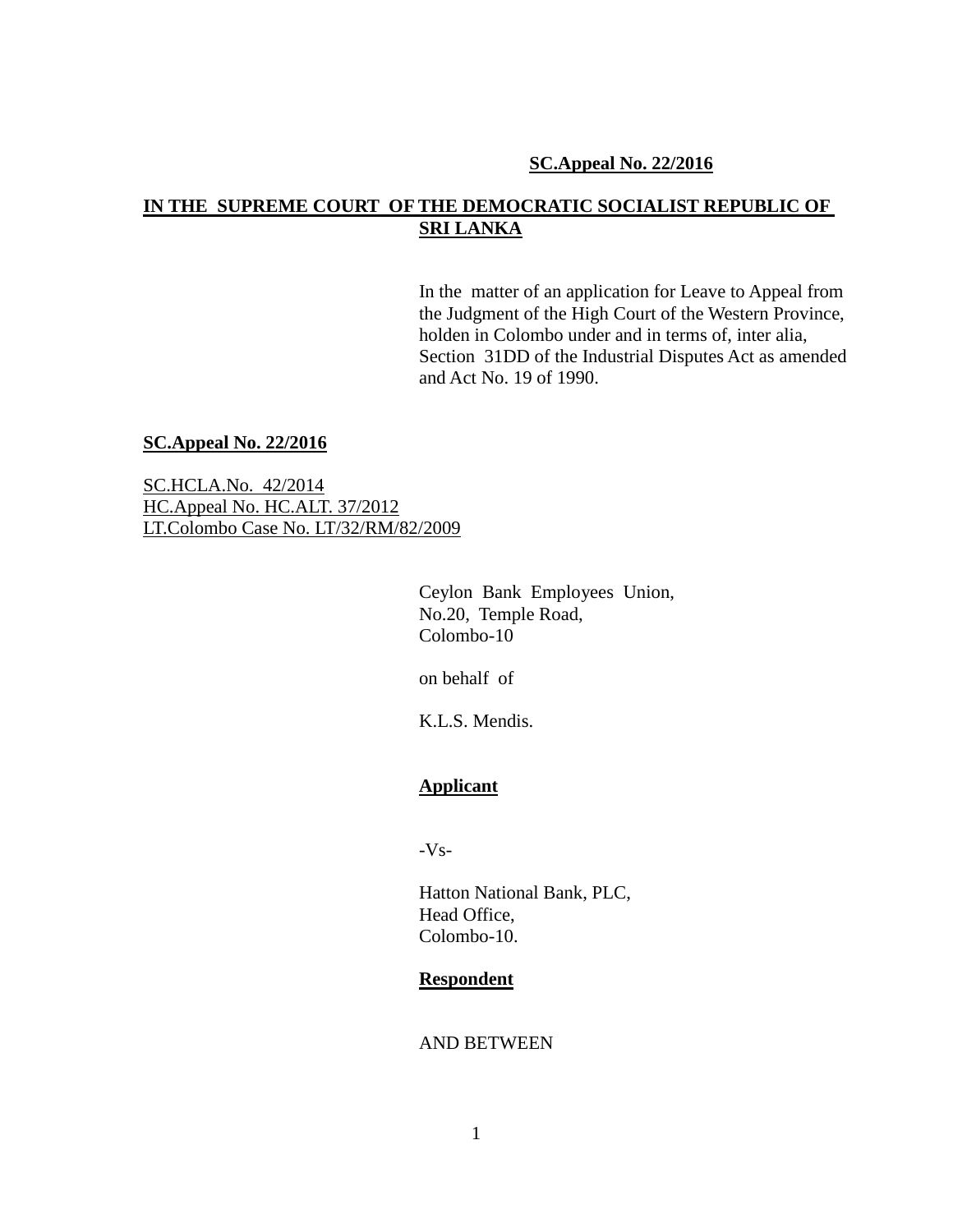**SC.Appeal No. 22/2016**

**IN THE SUPREME COURT OF THE DEMOCRATIC SOCIALIST REPUBLIC OF SRI LANKA**

In the matter of an application for Leave to Appeal from the Judgment of the High Court of the Western Province, holden in Colombo under and in terms of, inter alia, Section 31DD of the Industrial Disputes Act as amended and Act No. 19 of 1990.

**SC.Appeal No. 22/2016**

SC.HCLA.No. 42/2014
HC.Appeal No. HC.ALT. 37/2012
LT.Colombo Case No. LT/32/RM/82/2009

Ceylon Bank Employees Union,
No.20, Temple Road,
Colombo-10

on behalf of

K.L.S. Mendis.

**Applicant**

-Vs-

Hatton National Bank, PLC,
Head Office,
Colombo-10.

**Respondent**

AND BETWEEN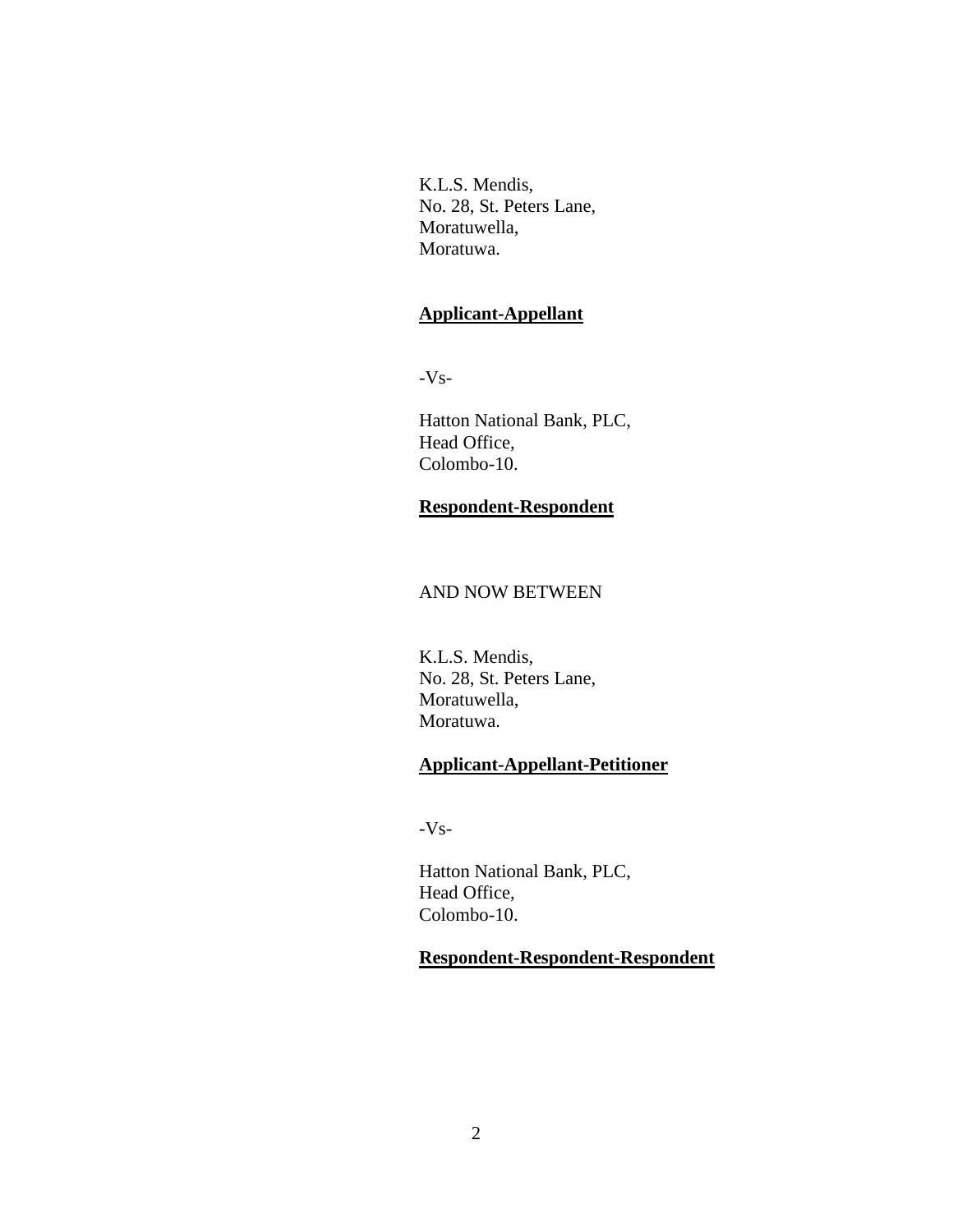K.L.S. Mendis,
No. 28, St. Peters Lane,
Moratuwella,
Moratuwa.

**Applicant-Appellant**

-Vs-

Hatton National Bank, PLC,
Head Office,
Colombo-10.

**Respondent-Respondent**

AND NOW BETWEEN

K.L.S. Mendis,
No. 28, St. Peters Lane,
Moratuwella,
Moratuwa.

**Applicant-Appellant-Petitioner**

-Vs-

Hatton National Bank, PLC,
Head Office,
Colombo-10.

**Respondent-Respondent-Respondent**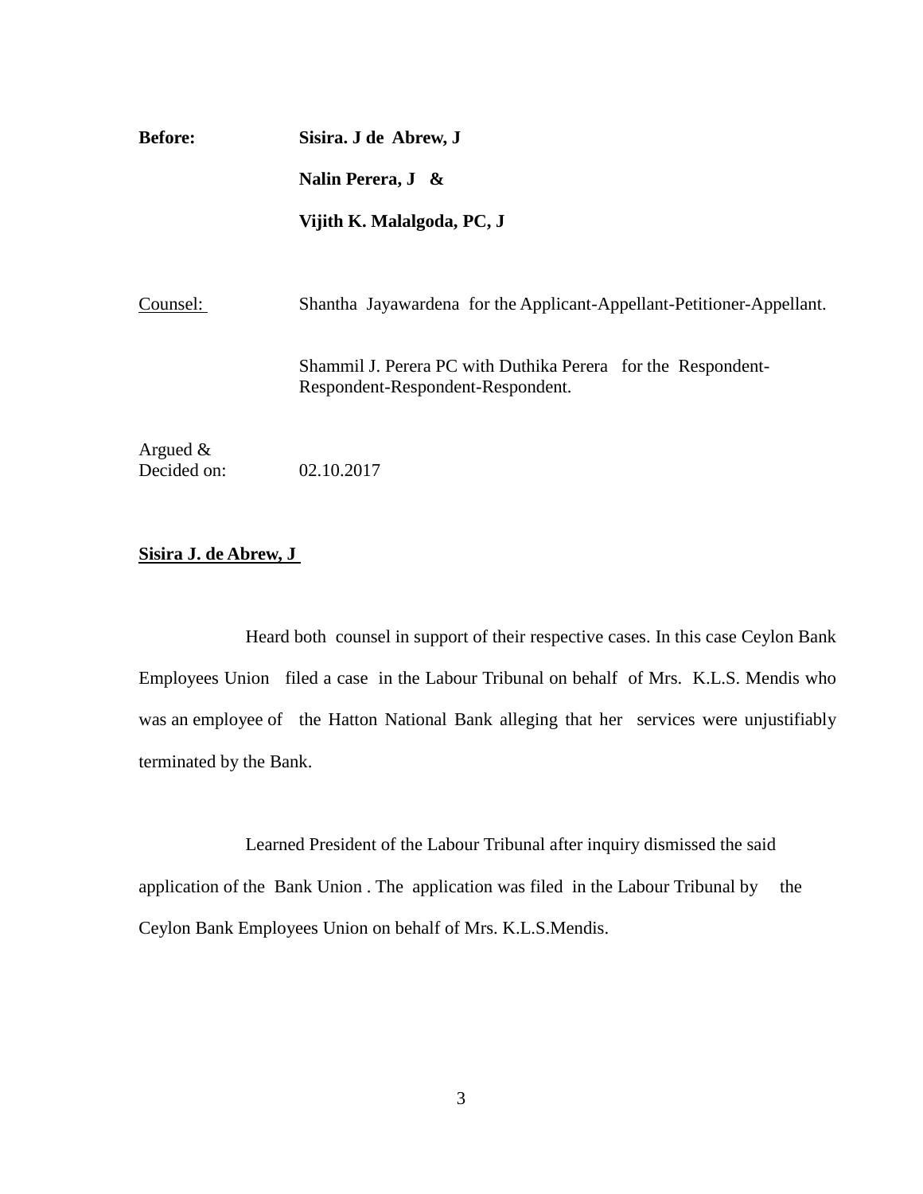**Before:** **Sisira. J de Abrew, J**

**Nalin Perera, J &**

**Vijith K. Malalgoda, PC, J**

Counsel: Shantha Jayawardena for the Applicant-Appellant-Petitioner-Appellant.

Shammil J. Perera PC with Duthika Perera for the Respondent-Respondent-Respondent-Respondent.

Argued & Decided on: 02.10.2017

**Sisira J. de Abrew, J**

Heard both counsel in support of their respective cases. In this case Ceylon Bank Employees Union filed a case in the Labour Tribunal on behalf of Mrs. K.L.S. Mendis who was an employee of the Hatton National Bank alleging that her services were unjustifiably terminated by the Bank.

Learned President of the Labour Tribunal after inquiry dismissed the said application of the Bank Union . The application was filed in the Labour Tribunal by the Ceylon Bank Employees Union on behalf of Mrs. K.L.S.Mendis.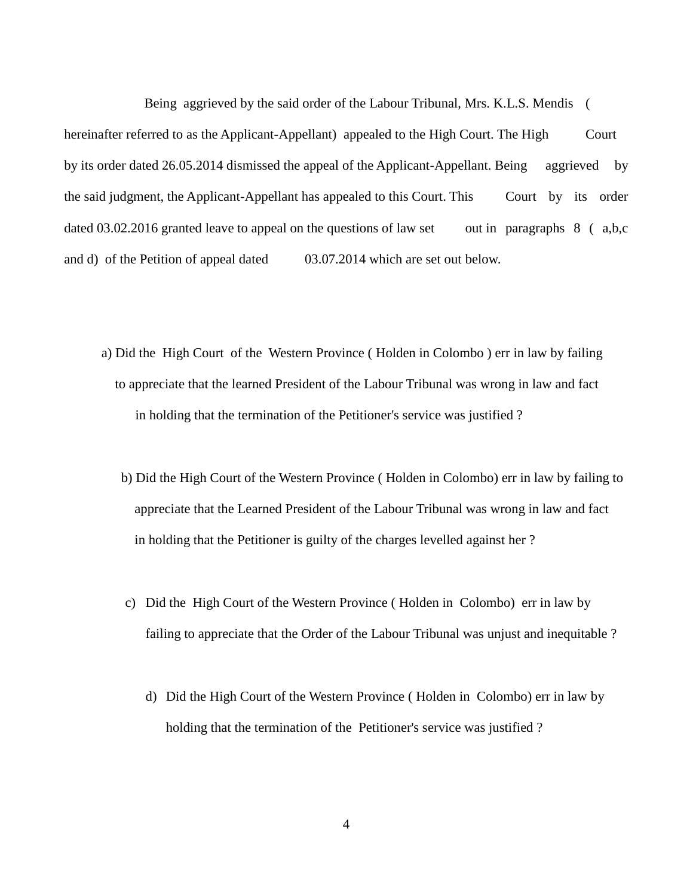Being aggrieved by the said order of the Labour Tribunal, Mrs. K.L.S. Mendis ( hereinafter referred to as the Applicant-Appellant) appealed to the High Court. The High Court by its order dated 26.05.2014 dismissed the appeal of the Applicant-Appellant. Being aggrieved by the said judgment, the Applicant-Appellant has appealed to this Court. This Court by its order dated 03.02.2016 granted leave to appeal on the questions of law set out in paragraphs 8 ( a,b,c and d) of the Petition of appeal dated 03.07.2014 which are set out below.

a) Did the High Court of the Western Province ( Holden in Colombo ) err in law by failing to appreciate that the learned President of the Labour Tribunal was wrong in law and fact in holding that the termination of the Petitioner's service was justified ?

b) Did the High Court of the Western Province ( Holden in Colombo) err in law by failing to appreciate that the Learned President of the Labour Tribunal was wrong in law and fact in holding that the Petitioner is guilty of the charges levelled against her ?

c) Did the High Court of the Western Province ( Holden in Colombo) err in law by failing to appreciate that the Order of the Labour Tribunal was unjust and inequitable ?

d) Did the High Court of the Western Province ( Holden in Colombo) err in law by holding that the termination of the Petitioner's service was justified ?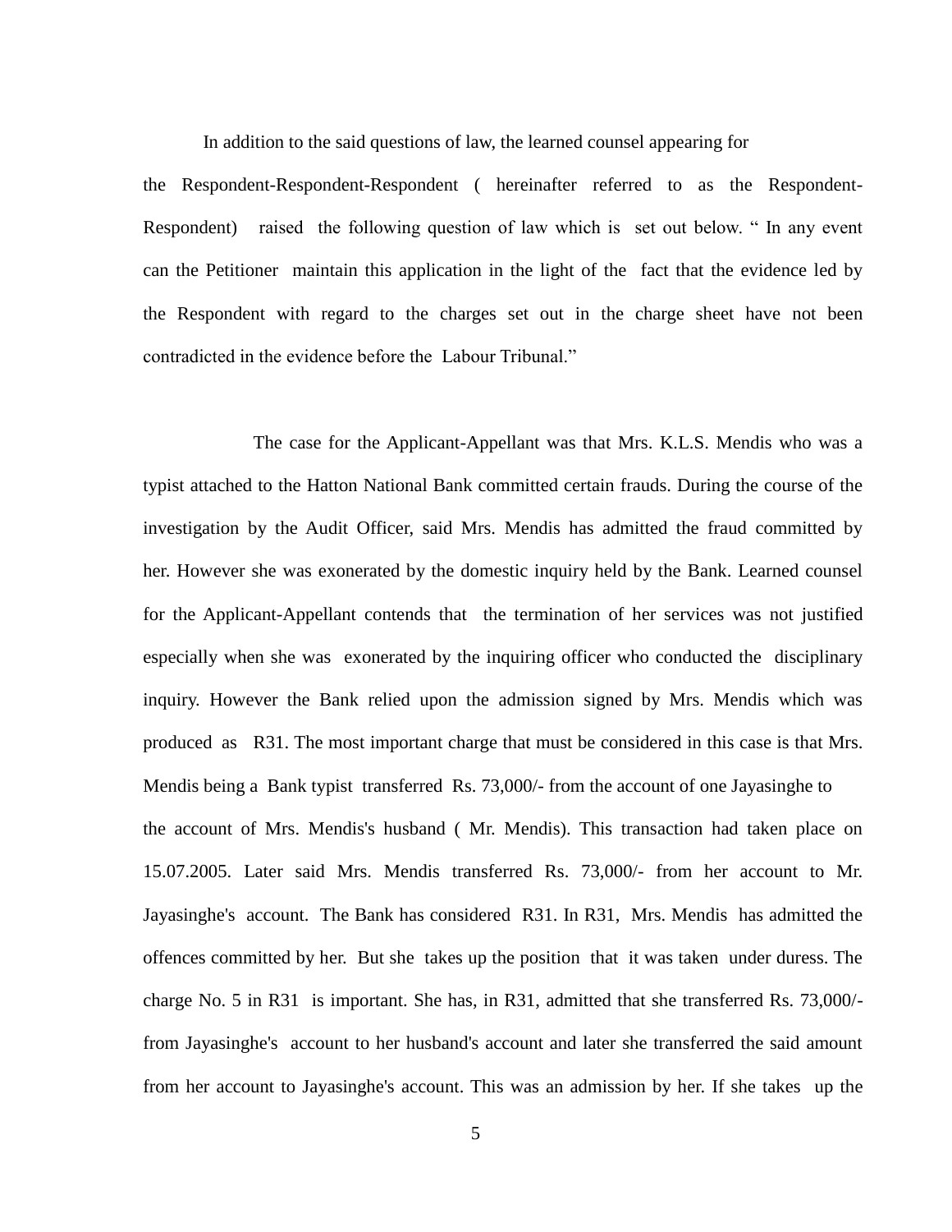In addition to the said questions of law, the learned counsel appearing for the Respondent-Respondent-Respondent ( hereinafter referred to as the Respondent-Respondent) raised the following question of law which is set out below. " In any event can the Petitioner maintain this application in the light of the fact that the evidence led by the Respondent with regard to the charges set out in the charge sheet have not been contradicted in the evidence before the Labour Tribunal."

The case for the Applicant-Appellant was that Mrs. K.L.S. Mendis who was a typist attached to the Hatton National Bank committed certain frauds. During the course of the investigation by the Audit Officer, said Mrs. Mendis has admitted the fraud committed by her. However she was exonerated by the domestic inquiry held by the Bank. Learned counsel for the Applicant-Appellant contends that the termination of her services was not justified especially when she was exonerated by the inquiring officer who conducted the disciplinary inquiry. However the Bank relied upon the admission signed by Mrs. Mendis which was produced as R31. The most important charge that must be considered in this case is that Mrs. Mendis being a Bank typist transferred Rs. 73,000/- from the account of one Jayasinghe to the account of Mrs. Mendis's husband ( Mr. Mendis). This transaction had taken place on 15.07.2005. Later said Mrs. Mendis transferred Rs. 73,000/- from her account to Mr. Jayasinghe's account. The Bank has considered R31. In R31, Mrs. Mendis has admitted the offences committed by her. But she takes up the position that it was taken under duress. The charge No. 5 in R31 is important. She has, in R31, admitted that she transferred Rs. 73,000/- from Jayasinghe's account to her husband's account and later she transferred the said amount from her account to Jayasinghe's account. This was an admission by her. If she takes up the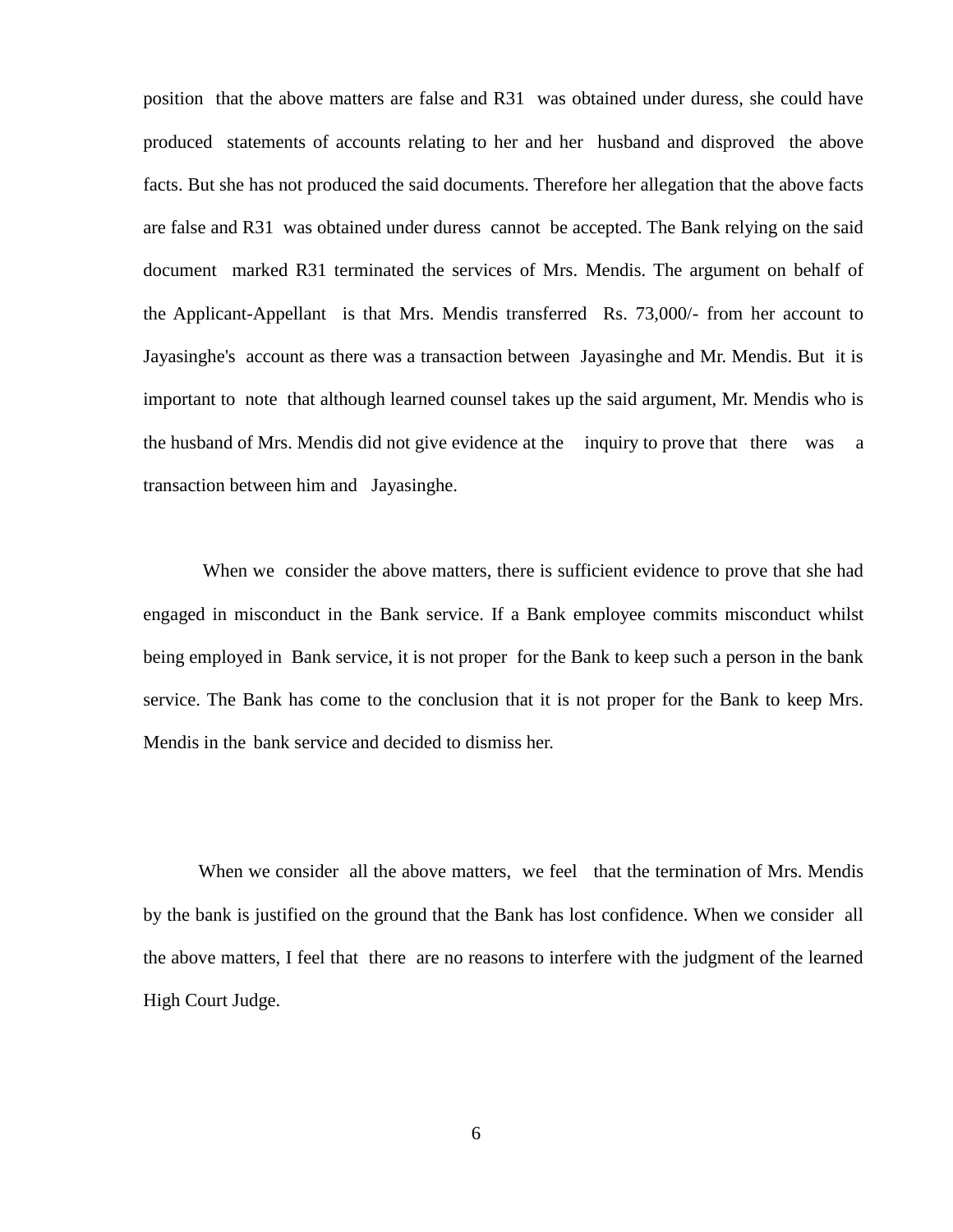position that the above matters are false and R31 was obtained under duress, she could have produced statements of accounts relating to her and her husband and disproved the above facts. But she has not produced the said documents. Therefore her allegation that the above facts are false and R31 was obtained under duress cannot be accepted. The Bank relying on the said document marked R31 terminated the services of Mrs. Mendis. The argument on behalf of the Applicant-Appellant is that Mrs. Mendis transferred Rs. 73,000/- from her account to Jayasinghe's account as there was a transaction between Jayasinghe and Mr. Mendis. But it is important to note that although learned counsel takes up the said argument, Mr. Mendis who is the husband of Mrs. Mendis did not give evidence at the inquiry to prove that there was a transaction between him and Jayasinghe.

When we consider the above matters, there is sufficient evidence to prove that she had engaged in misconduct in the Bank service. If a Bank employee commits misconduct whilst being employed in Bank service, it is not proper for the Bank to keep such a person in the bank service. The Bank has come to the conclusion that it is not proper for the Bank to keep Mrs. Mendis in the bank service and decided to dismiss her.

When we consider all the above matters, we feel that the termination of Mrs. Mendis by the bank is justified on the ground that the Bank has lost confidence. When we consider all the above matters, I feel that there are no reasons to interfere with the judgment of the learned High Court Judge.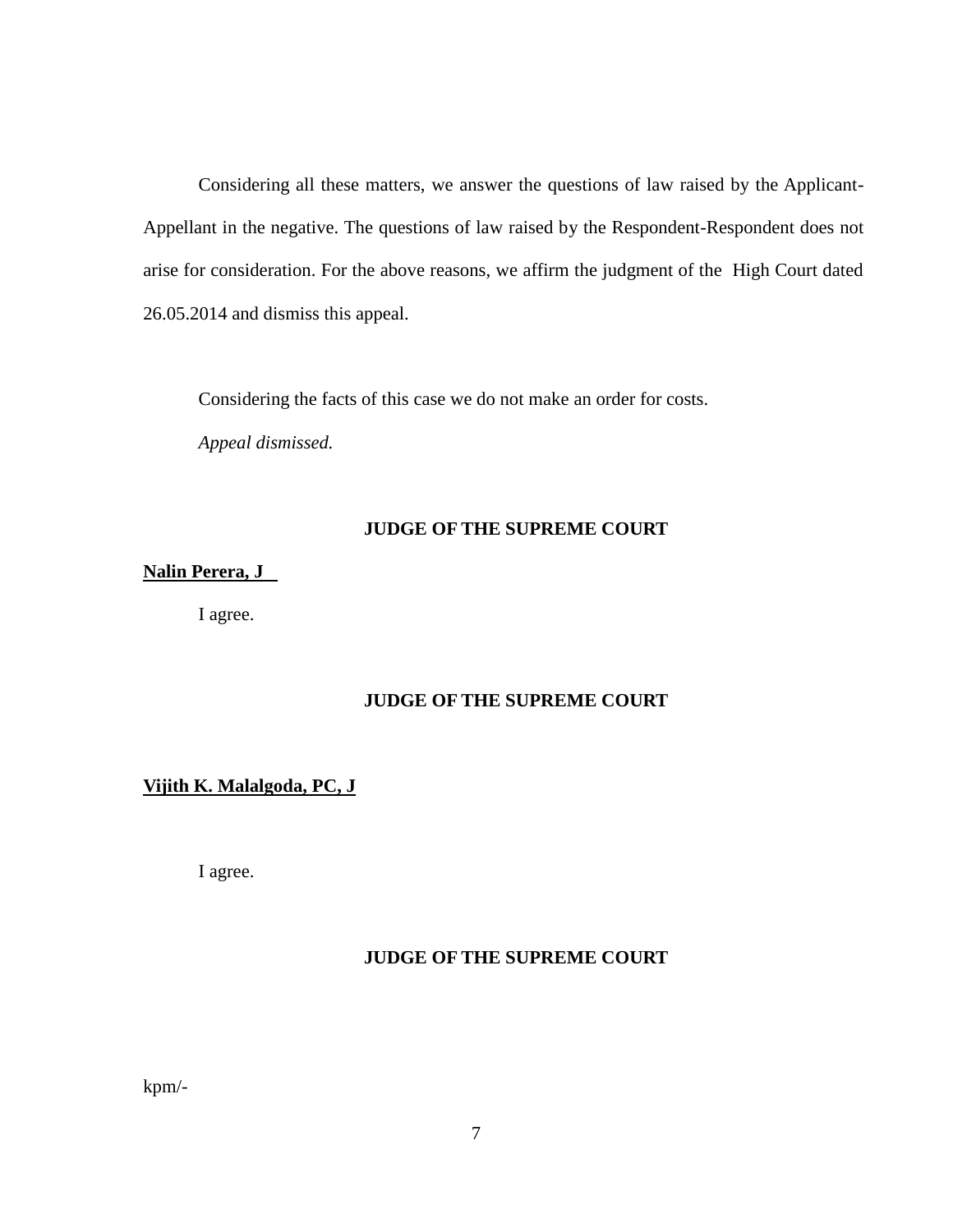Considering all these matters, we answer the questions of law raised by the Applicant-Appellant in the negative. The questions of law raised by the Respondent-Respondent does not arise for consideration. For the above reasons, we affirm the judgment of the High Court dated 26.05.2014 and dismiss this appeal.

Considering the facts of this case we do not make an order for costs.

*Appeal dismissed.*

**JUDGE OF THE SUPREME COURT**

**Nalin Perera, J**

I agree.

**JUDGE OF THE SUPREME COURT**

**Vijith K. Malalgoda, PC, J**

I agree.

**JUDGE OF THE SUPREME COURT**

kpm/-